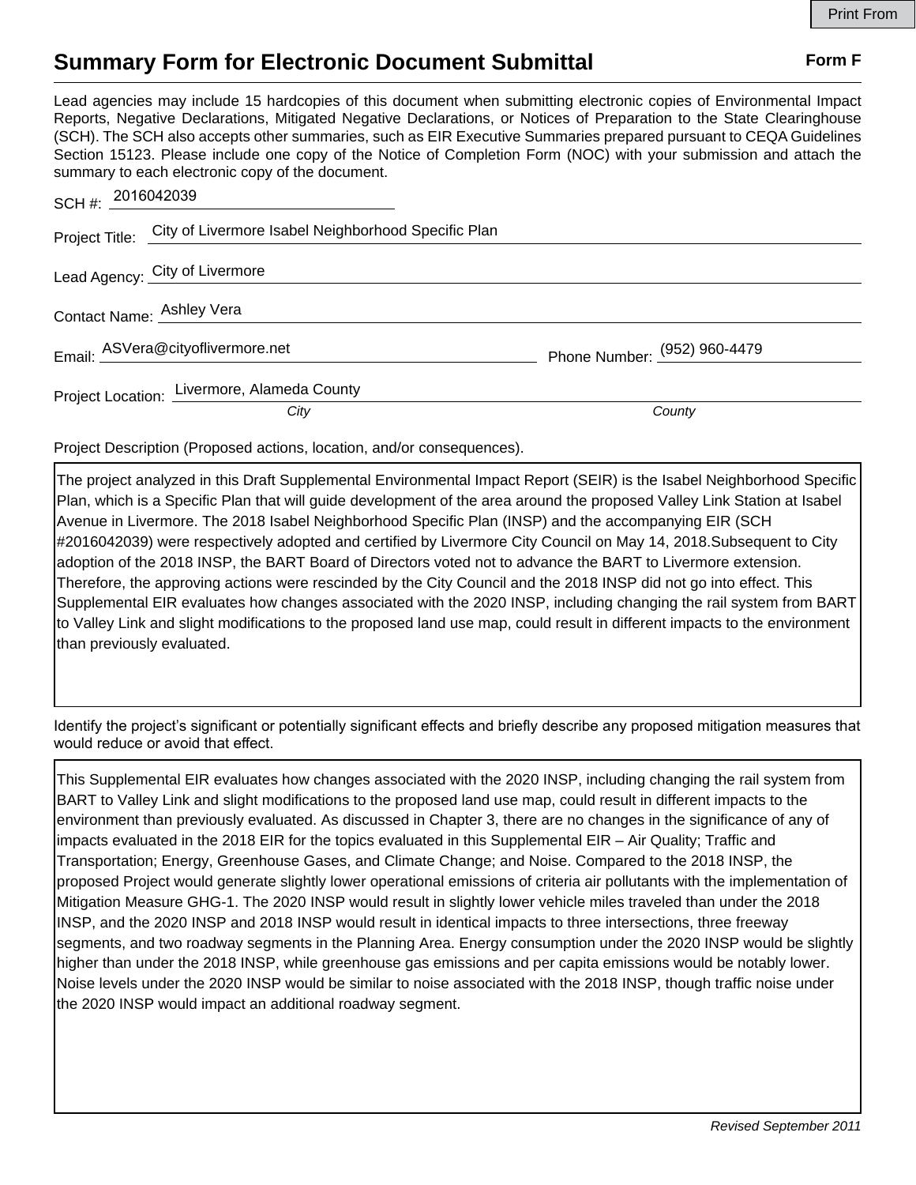Print From

# Summary Form for Electronic Document Submittal

**Form F**

Lead agencies may include 15 hardcopies of this document when submitting electronic copies of Environmental Impact Reports, Negative Declarations, Mitigated Negative Declarations, or Notices of Preparation to the State Clearinghouse (SCH). The SCH also accepts other summaries, such as EIR Executive Summaries prepared pursuant to CEQA Guidelines Section 15123. Please include one copy of the Notice of Completion Form (NOC) with your submission and attach the summary to each electronic copy of the document.

SCH #: 2016042039

Project Title: City of Livermore Isabel Neighborhood Specific Plan

Lead Agency: City of Livermore

Contact Name: Ashley Vera

Email: ASVera@cityoflivermore.net     Phone Number: (952) 960-4479

Project Location: Livermore, Alameda County
*City*     *County*

Project Description (Proposed actions, location, and/or consequences).

The project analyzed in this Draft Supplemental Environmental Impact Report (SEIR) is the Isabel Neighborhood Specific Plan, which is a Specific Plan that will guide development of the area around the proposed Valley Link Station at Isabel Avenue in Livermore. The 2018 Isabel Neighborhood Specific Plan (INSP) and the accompanying EIR (SCH #2016042039) were respectively adopted and certified by Livermore City Council on May 14, 2018.Subsequent to City adoption of the 2018 INSP, the BART Board of Directors voted not to advance the BART to Livermore extension. Therefore, the approving actions were rescinded by the City Council and the 2018 INSP did not go into effect. This Supplemental EIR evaluates how changes associated with the 2020 INSP, including changing the rail system from BART to Valley Link and slight modifications to the proposed land use map, could result in different impacts to the environment than previously evaluated.

Identify the project's significant or potentially significant effects and briefly describe any proposed mitigation measures that would reduce or avoid that effect.

This Supplemental EIR evaluates how changes associated with the 2020 INSP, including changing the rail system from BART to Valley Link and slight modifications to the proposed land use map, could result in different impacts to the environment than previously evaluated. As discussed in Chapter 3, there are no changes in the significance of any of impacts evaluated in the 2018 EIR for the topics evaluated in this Supplemental EIR – Air Quality; Traffic and Transportation; Energy, Greenhouse Gases, and Climate Change; and Noise. Compared to the 2018 INSP, the proposed Project would generate slightly lower operational emissions of criteria air pollutants with the implementation of Mitigation Measure GHG-1. The 2020 INSP would result in slightly lower vehicle miles traveled than under the 2018 INSP, and the 2020 INSP and 2018 INSP would result in identical impacts to three intersections, three freeway segments, and two roadway segments in the Planning Area. Energy consumption under the 2020 INSP would be slightly higher than under the 2018 INSP, while greenhouse gas emissions and per capita emissions would be notably lower. Noise levels under the 2020 INSP would be similar to noise associated with the 2018 INSP, though traffic noise under the 2020 INSP would impact an additional roadway segment.

*Revised September 2011*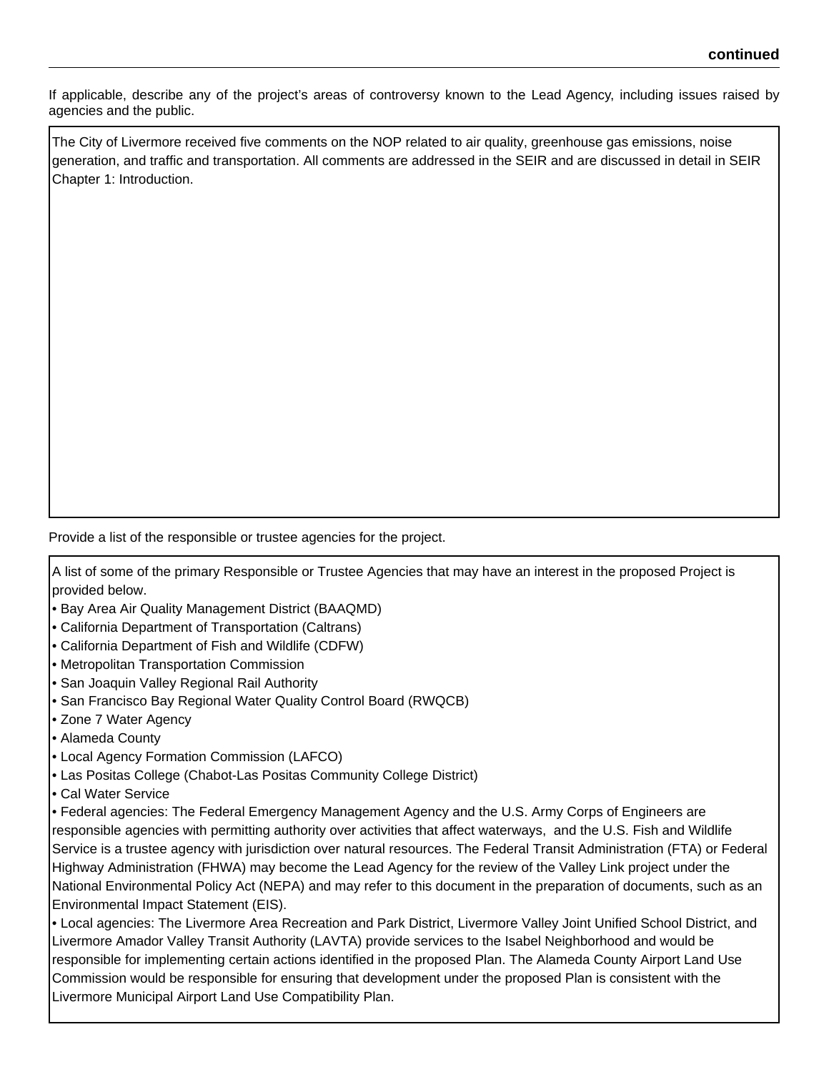**continued**

If applicable, describe any of the project's areas of controversy known to the Lead Agency, including issues raised by agencies and the public.

The City of Livermore received five comments on the NOP related to air quality, greenhouse gas emissions, noise generation, and traffic and transportation. All comments are addressed in the SEIR and are discussed in detail in SEIR Chapter 1: Introduction.

Provide a list of the responsible or trustee agencies for the project.

A list of some of the primary Responsible or Trustee Agencies that may have an interest in the proposed Project is provided below.

- Bay Area Air Quality Management District (BAAQMD)
- California Department of Transportation (Caltrans)
- California Department of Fish and Wildlife (CDFW)
- Metropolitan Transportation Commission
- San Joaquin Valley Regional Rail Authority
- San Francisco Bay Regional Water Quality Control Board (RWQCB)
- Zone 7 Water Agency
- Alameda County
- Local Agency Formation Commission (LAFCO)
- Las Positas College (Chabot-Las Positas Community College District)
- Cal Water Service
- Federal agencies: The Federal Emergency Management Agency and the U.S. Army Corps of Engineers are responsible agencies with permitting authority over activities that affect waterways, and the U.S. Fish and Wildlife Service is a trustee agency with jurisdiction over natural resources. The Federal Transit Administration (FTA) or Federal Highway Administration (FHWA) may become the Lead Agency for the review of the Valley Link project under the National Environmental Policy Act (NEPA) and may refer to this document in the preparation of documents, such as an Environmental Impact Statement (EIS).
- Local agencies: The Livermore Area Recreation and Park District, Livermore Valley Joint Unified School District, and Livermore Amador Valley Transit Authority (LAVTA) provide services to the Isabel Neighborhood and would be responsible for implementing certain actions identified in the proposed Plan. The Alameda County Airport Land Use Commission would be responsible for ensuring that development under the proposed Plan is consistent with the Livermore Municipal Airport Land Use Compatibility Plan.